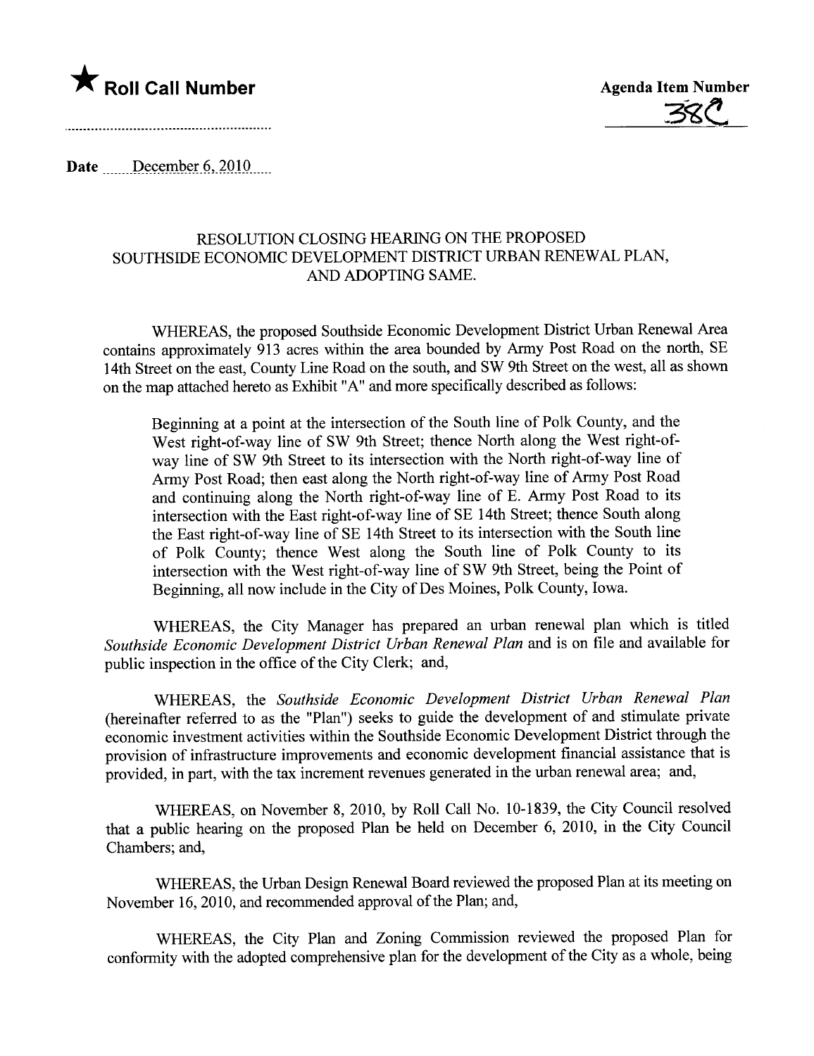★ **Roll Call Number**

..........................................................

**Agenda Item Number**

38C

Date December 6, 2010

RESOLUTION CLOSING HEARING ON THE PROPOSED SOUTHSIDE ECONOMIC DEVELOPMENT DISTRICT URBAN RENEWAL PLAN, AND ADOPTING SAME.

WHEREAS, the proposed Southside Economic Development District Urban Renewal Area contains approximately 913 acres within the area bounded by Army Post Road on the north, SE 14th Street on the east, County Line Road on the south, and SW 9th Street on the west, all as shown on the map attached hereto as Exhibit "A" and more specifically described as follows:

> Beginning at a point at the intersection of the South line of Polk County, and the West right-of-way line of SW 9th Street; thence North along the West right-of-way line of SW 9th Street to its intersection with the North right-of-way line of Army Post Road; then east along the North right-of-way line of Army Post Road and continuing along the North right-of-way line of E. Army Post Road to its intersection with the East right-of-way line of SE 14th Street; thence South along the East right-of-way line of SE 14th Street to its intersection with the South line of Polk County; thence West along the South line of Polk County to its intersection with the West right-of-way line of SW 9th Street, being the Point of Beginning, all now include in the City of Des Moines, Polk County, Iowa.

WHEREAS, the City Manager has prepared an urban renewal plan which is titled *Southside Economic Development District Urban Renewal Plan* and is on file and available for public inspection in the office of the City Clerk; and,

WHEREAS, the *Southside Economic Development District Urban Renewal Plan* (hereinafter referred to as the "Plan") seeks to guide the development of and stimulate private economic investment activities within the Southside Economic Development District through the provision of infrastructure improvements and economic development financial assistance that is provided, in part, with the tax increment revenues generated in the urban renewal area; and,

WHEREAS, on November 8, 2010, by Roll Call No. 10-1839, the City Council resolved that a public hearing on the proposed Plan be held on December 6, 2010, in the City Council Chambers; and,

WHEREAS, the Urban Design Renewal Board reviewed the proposed Plan at its meeting on November 16, 2010, and recommended approval of the Plan; and,

WHEREAS, the City Plan and Zoning Commission reviewed the proposed Plan for conformity with the adopted comprehensive plan for the development of the City as a whole, being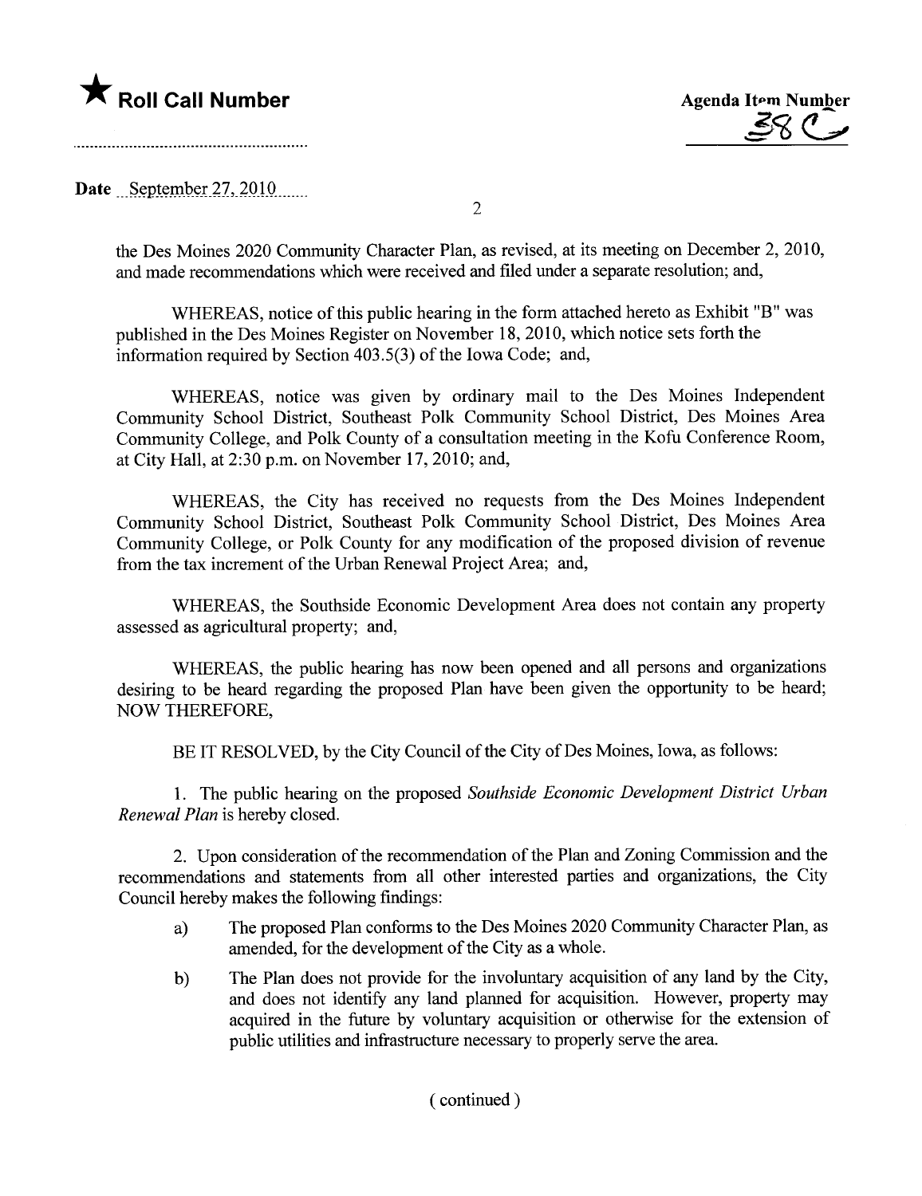**★ Roll Call Number**

**Agenda Item Number**
38C

**Date** September 27, 2010

the Des Moines 2020 Community Character Plan, as revised, at its meeting on December 2, 2010, and made recommendations which were received and filed under a separate resolution; and,

WHEREAS, notice of this public hearing in the form attached hereto as Exhibit "B" was published in the Des Moines Register on November 18, 2010, which notice sets forth the information required by Section 403.5(3) of the Iowa Code; and,

WHEREAS, notice was given by ordinary mail to the Des Moines Independent Community School District, Southeast Polk Community School District, Des Moines Area Community College, and Polk County of a consultation meeting in the Kofu Conference Room, at City Hall, at 2:30 p.m. on November 17, 2010; and,

WHEREAS, the City has received no requests from the Des Moines Independent Community School District, Southeast Polk Community School District, Des Moines Area Community College, or Polk County for any modification of the proposed division of revenue from the tax increment of the Urban Renewal Project Area; and,

WHEREAS, the Southside Economic Development Area does not contain any property assessed as agricultural property; and,

WHEREAS, the public hearing has now been opened and all persons and organizations desiring to be heard regarding the proposed Plan have been given the opportunity to be heard; NOW THEREFORE,

BE IT RESOLVED, by the City Council of the City of Des Moines, Iowa, as follows:

1. The public hearing on the proposed *Southside Economic Development District Urban Renewal Plan* is hereby closed.

2. Upon consideration of the recommendation of the Plan and Zoning Commission and the recommendations and statements from all other interested parties and organizations, the City Council hereby makes the following findings:

   a) The proposed Plan conforms to the Des Moines 2020 Community Character Plan, as amended, for the development of the City as a whole.

   b) The Plan does not provide for the involuntary acquisition of any land by the City, and does not identify any land planned for acquisition. However, property may acquired in the future by voluntary acquisition or otherwise for the extension of public utilities and infrastructure necessary to properly serve the area.

( continued )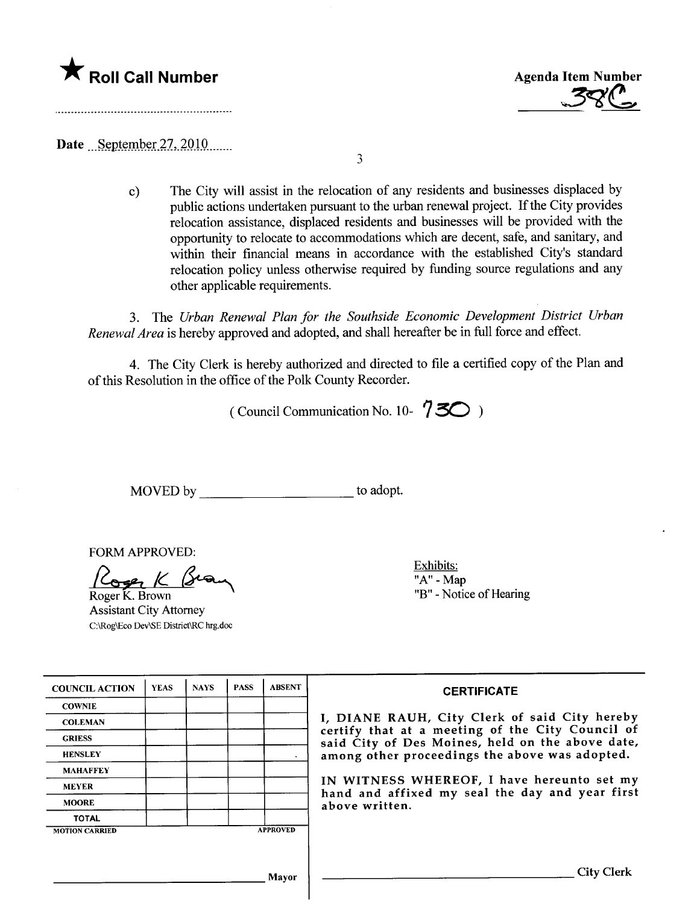★ **Roll Call Number**

**Agenda Item Number**
38C

Date September 27, 2010

c) The City will assist in the relocation of any residents and businesses displaced by public actions undertaken pursuant to the urban renewal project. If the City provides relocation assistance, displaced residents and businesses will be provided with the opportunity to relocate to accommodations which are decent, safe, and sanitary, and within their financial means in accordance with the established City's standard relocation policy unless otherwise required by funding source regulations and any other applicable requirements.

3. The *Urban Renewal Plan for the Southside Economic Development District Urban Renewal Area* is hereby approved and adopted, and shall hereafter be in full force and effect.

4. The City Clerk is hereby authorized and directed to file a certified copy of the Plan and of this Resolution in the office of the Polk County Recorder.

( Council Communication No. 10- 730 )

MOVED by ____________________ to adopt.

FORM APPROVED:

Roger K. Brown
Assistant City Attorney
C:\Rog\Eco Dev\SE District\RC hrg.doc

Exhibits:
"A" - Map
"B" - Notice of Hearing

| COUNCIL ACTION | YEAS | NAYS | PASS | ABSENT |
|---|---|---|---|---|
| COWNIE | | | | |
| COLEMAN | | | | |
| GRIESS | | | | |
| HENSLEY | | | | |
| MAHAFFEY | | | | |
| MEYER | | | | |
| MOORE | | | | |
| TOTAL | | | | |
| MOTION CARRIED | | | | APPROVED |

____________________ Mayor

**CERTIFICATE**

I, DIANE RAUH, City Clerk of said City hereby certify that at a meeting of the City Council of said City of Des Moines, held on the above date, among other proceedings the above was adopted.

IN WITNESS WHEREOF, I have hereunto set my hand and affixed my seal the day and year first above written.

____________________ City Clerk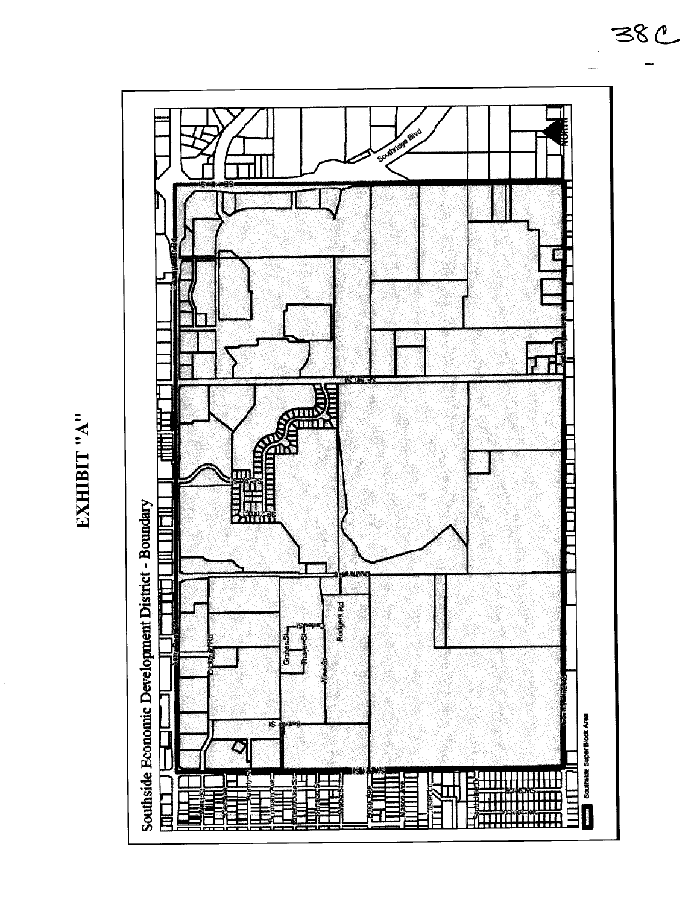38C

# EXHIBIT "A"

Southside Economic Development District - Boundary

Southbridge Blvd

Rodgers Rd

Gruber St

Traeger St

Carter St

Bell St

Southside Super Block Area

North